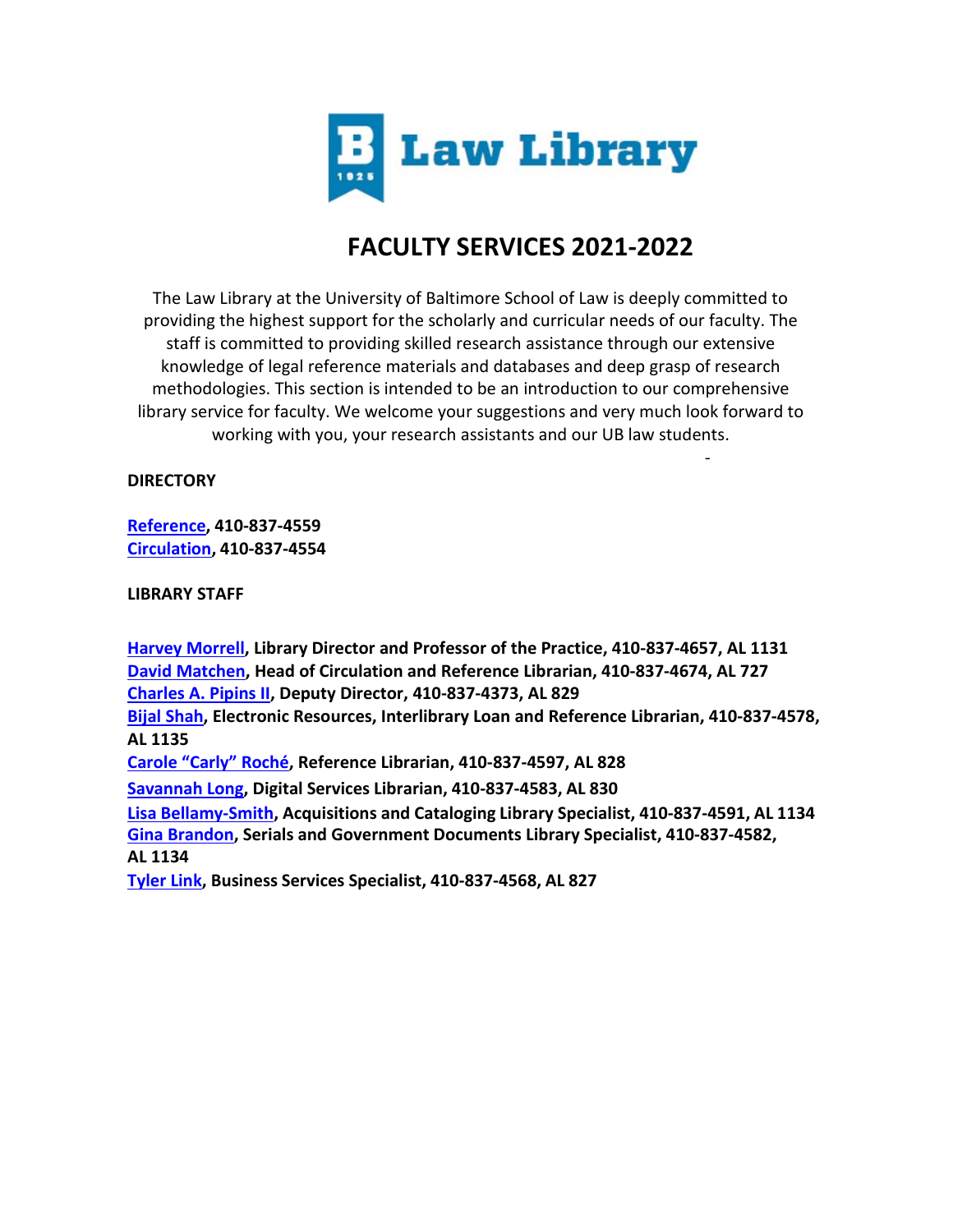# FACULTY SERVICES 2021-2022

The Law Library at the University of Baltimore School of Law is deeply committed to providing the highest support for the scholarly and curricular needs of our faculty. The staff is committed to providing skilled research assistance through our extensive knowledge of legal reference materials and databases and deep grasp of research methodologies. This section is intended to be an introduction to our comprehensive library service for faculty. We welcome your suggestions and very much look forward to working with you, your research assistants and our UB law students.

**DIRECTORY**

**Reference, 410-837-4559**
**Circulation, 410-837-4554**

**LIBRARY STAFF**

**Harvey Morrell, Library Director and Professor of the Practice, 410-837-4657, AL 1131**
**David Matchen, Head of Circulation and Reference Librarian, 410-837-4674, AL 727**
**Charles A. Pipins II, Deputy Director, 410-837-4373, AL 829**
**Bijal Shah, Electronic Resources, Interlibrary Loan and Reference Librarian, 410-837-4578, AL 1135**
**Carole "Carly" Roché, Reference Librarian, 410-837-4597, AL 828**
**Savannah Long, Digital Services Librarian, 410-837-4583, AL 830**
**Lisa Bellamy-Smith, Acquisitions and Cataloging Library Specialist, 410-837-4591, AL 1134**
**Gina Brandon, Serials and Government Documents Library Specialist, 410-837-4582, AL 1134**
**Tyler Link, Business Services Specialist, 410-837-4568, AL 827**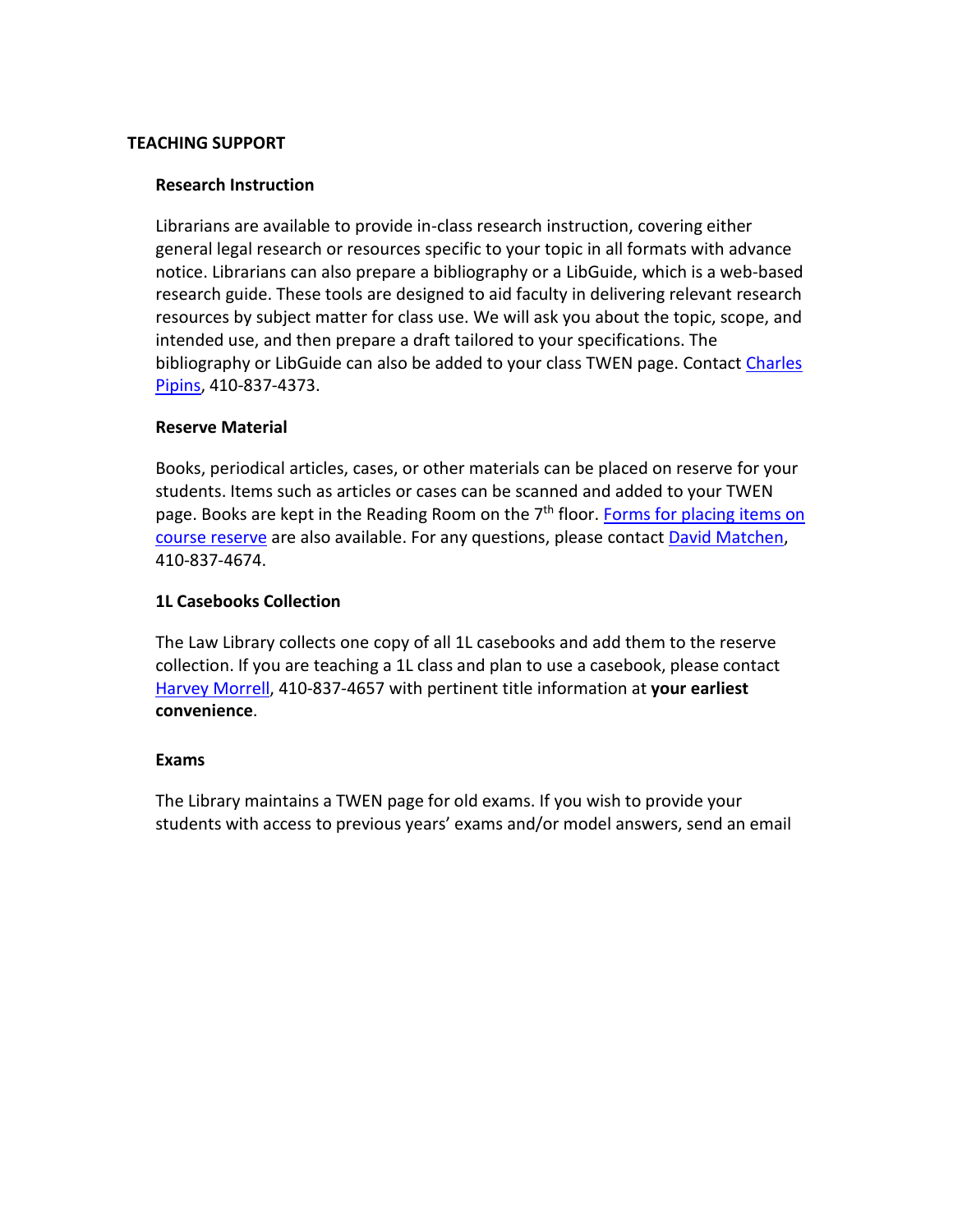## TEACHING SUPPORT

### Research Instruction

Librarians are available to provide in-class research instruction, covering either general legal research or resources specific to your topic in all formats with advance notice. Librarians can also prepare a bibliography or a LibGuide, which is a web-based research guide. These tools are designed to aid faculty in delivering relevant research resources by subject matter for class use. We will ask you about the topic, scope, and intended use, and then prepare a draft tailored to your specifications. The bibliography or LibGuide can also be added to your class TWEN page. Contact Charles Pipins, 410-837-4373.

### Reserve Material

Books, periodical articles, cases, or other materials can be placed on reserve for your students. Items such as articles or cases can be scanned and added to your TWEN page. Books are kept in the Reading Room on the 7th floor. Forms for placing items on course reserve are also available. For any questions, please contact David Matchen, 410-837-4674.

### 1L Casebooks Collection

The Law Library collects one copy of all 1L casebooks and add them to the reserve collection. If you are teaching a 1L class and plan to use a casebook, please contact Harvey Morrell, 410-837-4657 with pertinent title information at **your earliest convenience**.

### Exams

The Library maintains a TWEN page for old exams. If you wish to provide your students with access to previous years' exams and/or model answers, send an email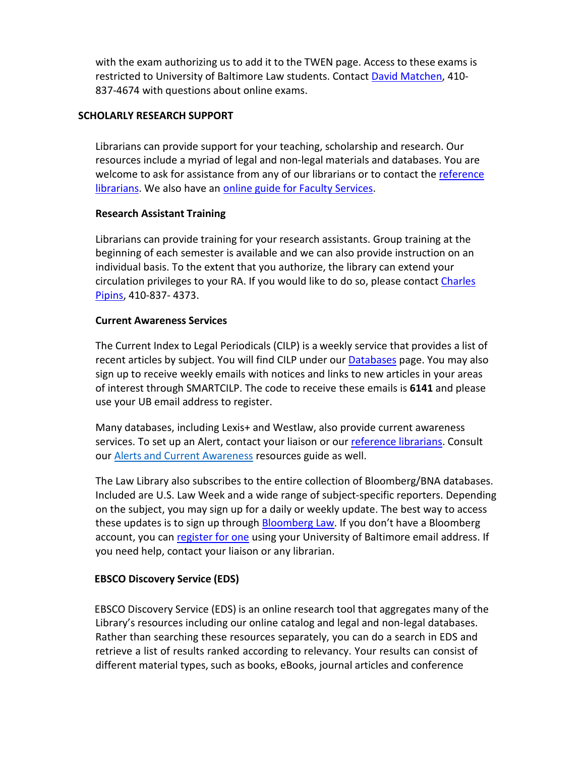with the exam authorizing us to add it to the TWEN page. Access to these exams is restricted to University of Baltimore Law students. Contact David Matchen, 410-837-4674 with questions about online exams.

## SCHOLARLY RESEARCH SUPPORT

Librarians can provide support for your teaching, scholarship and research. Our resources include a myriad of legal and non-legal materials and databases. You are welcome to ask for assistance from any of our librarians or to contact the reference librarians. We also have an online guide for Faculty Services.

### Research Assistant Training

Librarians can provide training for your research assistants. Group training at the beginning of each semester is available and we can also provide instruction on an individual basis. To the extent that you authorize, the library can extend your circulation privileges to your RA. If you would like to do so, please contact Charles Pipins, 410-837- 4373.

### Current Awareness Services

The Current Index to Legal Periodicals (CILP) is a weekly service that provides a list of recent articles by subject. You will find CILP under our Databases page. You may also sign up to receive weekly emails with notices and links to new articles in your areas of interest through SMARTCILP. The code to receive these emails is **6141** and please use your UB email address to register.

Many databases, including Lexis+ and Westlaw, also provide current awareness services. To set up an Alert, contact your liaison or our reference librarians. Consult our Alerts and Current Awareness resources guide as well.

The Law Library also subscribes to the entire collection of Bloomberg/BNA databases. Included are U.S. Law Week and a wide range of subject-specific reporters. Depending on the subject, you may sign up for a daily or weekly update. The best way to access these updates is to sign up through Bloomberg Law. If you don't have a Bloomberg account, you can register for one using your University of Baltimore email address. If you need help, contact your liaison or any librarian.

### EBSCO Discovery Service (EDS)

EBSCO Discovery Service (EDS) is an online research tool that aggregates many of the Library's resources including our online catalog and legal and non-legal databases. Rather than searching these resources separately, you can do a search in EDS and retrieve a list of results ranked according to relevancy. Your results can consist of different material types, such as books, eBooks, journal articles and conference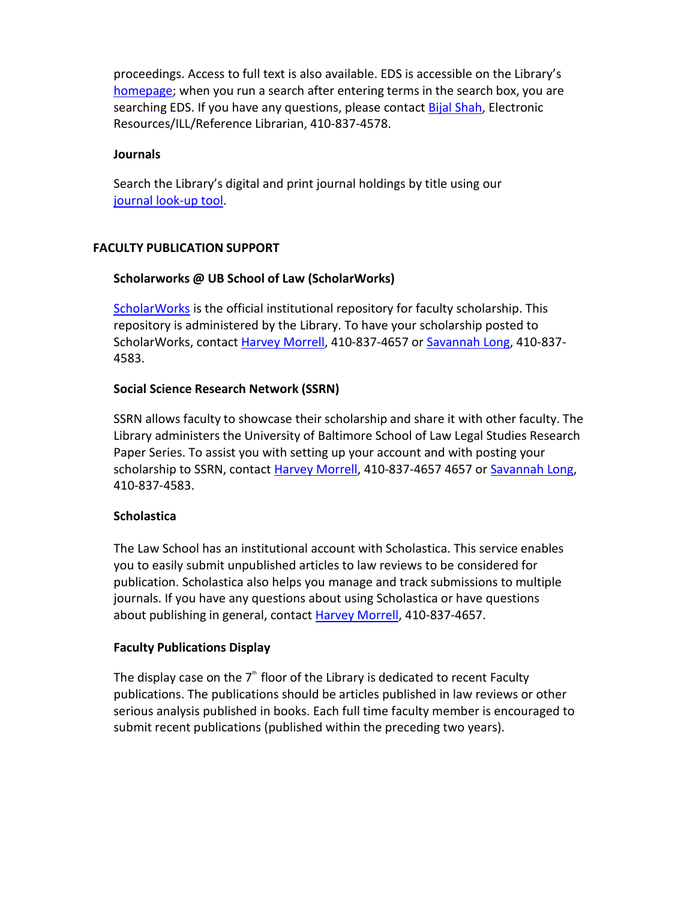proceedings. Access to full text is also available. EDS is accessible on the Library's homepage; when you run a search after entering terms in the search box, you are searching EDS. If you have any questions, please contact Bijal Shah, Electronic Resources/ILL/Reference Librarian, 410-837-4578.

### Journals

Search the Library's digital and print journal holdings by title using our journal look-up tool.

## FACULTY PUBLICATION SUPPORT

### Scholarworks @ UB School of Law (ScholarWorks)

ScholarWorks is the official institutional repository for faculty scholarship. This repository is administered by the Library. To have your scholarship posted to ScholarWorks, contact Harvey Morrell, 410-837-4657 or Savannah Long, 410-837-4583.

### Social Science Research Network (SSRN)

SSRN allows faculty to showcase their scholarship and share it with other faculty. The Library administers the University of Baltimore School of Law Legal Studies Research Paper Series. To assist you with setting up your account and with posting your scholarship to SSRN, contact Harvey Morrell, 410-837-4657 4657 or Savannah Long, 410-837-4583.

### Scholastica

The Law School has an institutional account with Scholastica. This service enables you to easily submit unpublished articles to law reviews to be considered for publication. Scholastica also helps you manage and track submissions to multiple journals. If you have any questions about using Scholastica or have questions about publishing in general, contact Harvey Morrell, 410-837-4657.

### Faculty Publications Display

The display case on the 7th floor of the Library is dedicated to recent Faculty publications. The publications should be articles published in law reviews or other serious analysis published in books. Each full time faculty member is encouraged to submit recent publications (published within the preceding two years).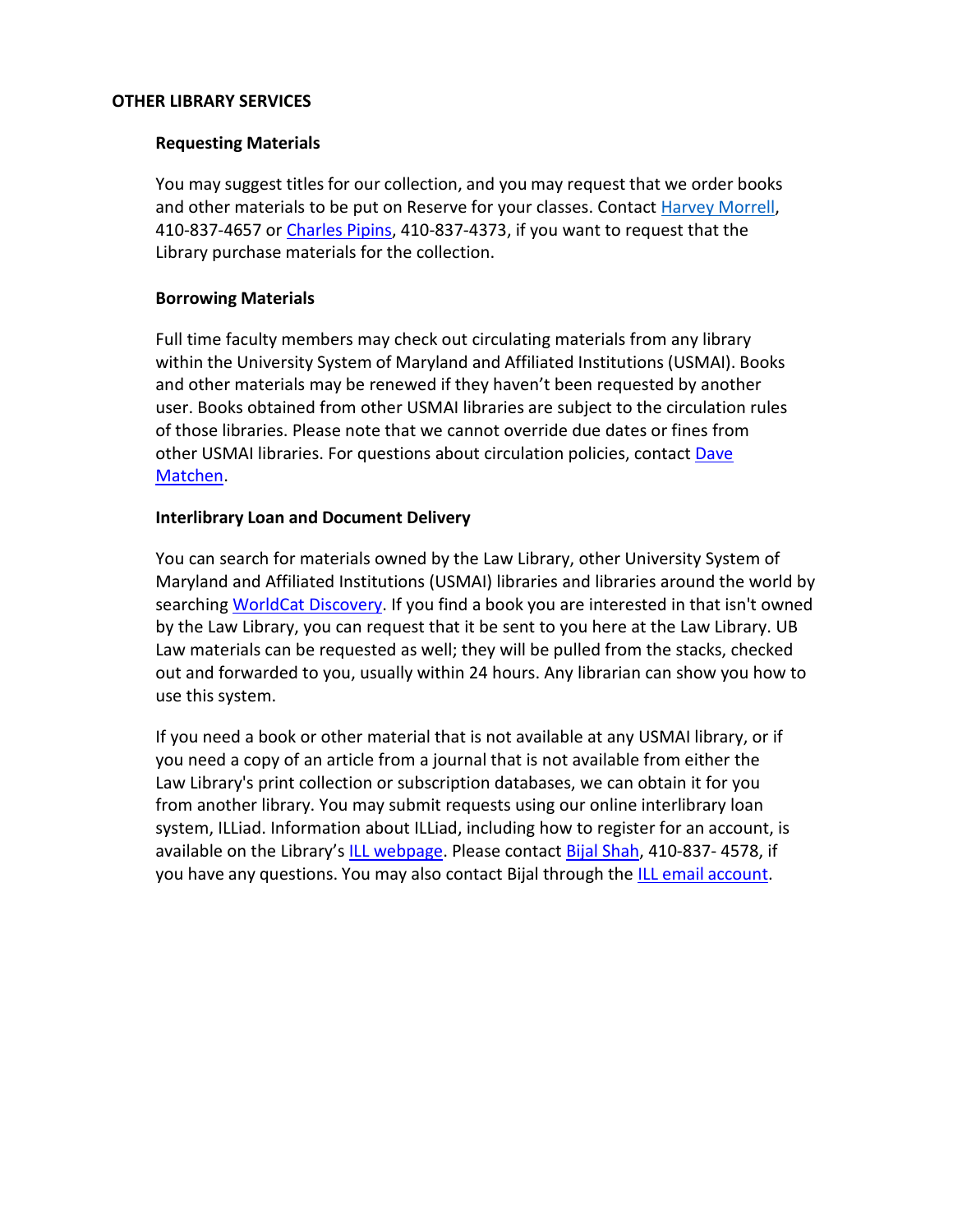## OTHER LIBRARY SERVICES

### Requesting Materials

You may suggest titles for our collection, and you may request that we order books and other materials to be put on Reserve for your classes. Contact Harvey Morrell, 410-837-4657 or Charles Pipins, 410-837-4373, if you want to request that the Library purchase materials for the collection.

### Borrowing Materials

Full time faculty members may check out circulating materials from any library within the University System of Maryland and Affiliated Institutions (USMAI). Books and other materials may be renewed if they haven't been requested by another user. Books obtained from other USMAI libraries are subject to the circulation rules of those libraries. Please note that we cannot override due dates or fines from other USMAI libraries. For questions about circulation policies, contact Dave Matchen.

### Interlibrary Loan and Document Delivery

You can search for materials owned by the Law Library, other University System of Maryland and Affiliated Institutions (USMAI) libraries and libraries around the world by searching WorldCat Discovery. If you find a book you are interested in that isn't owned by the Law Library, you can request that it be sent to you here at the Law Library. UB Law materials can be requested as well; they will be pulled from the stacks, checked out and forwarded to you, usually within 24 hours. Any librarian can show you how to use this system.

If you need a book or other material that is not available at any USMAI library, or if you need a copy of an article from a journal that is not available from either the Law Library's print collection or subscription databases, we can obtain it for you from another library. You may submit requests using our online interlibrary loan system, ILLiad. Information about ILLiad, including how to register for an account, is available on the Library's ILL webpage. Please contact Bijal Shah, 410-837- 4578, if you have any questions. You may also contact Bijal through the ILL email account.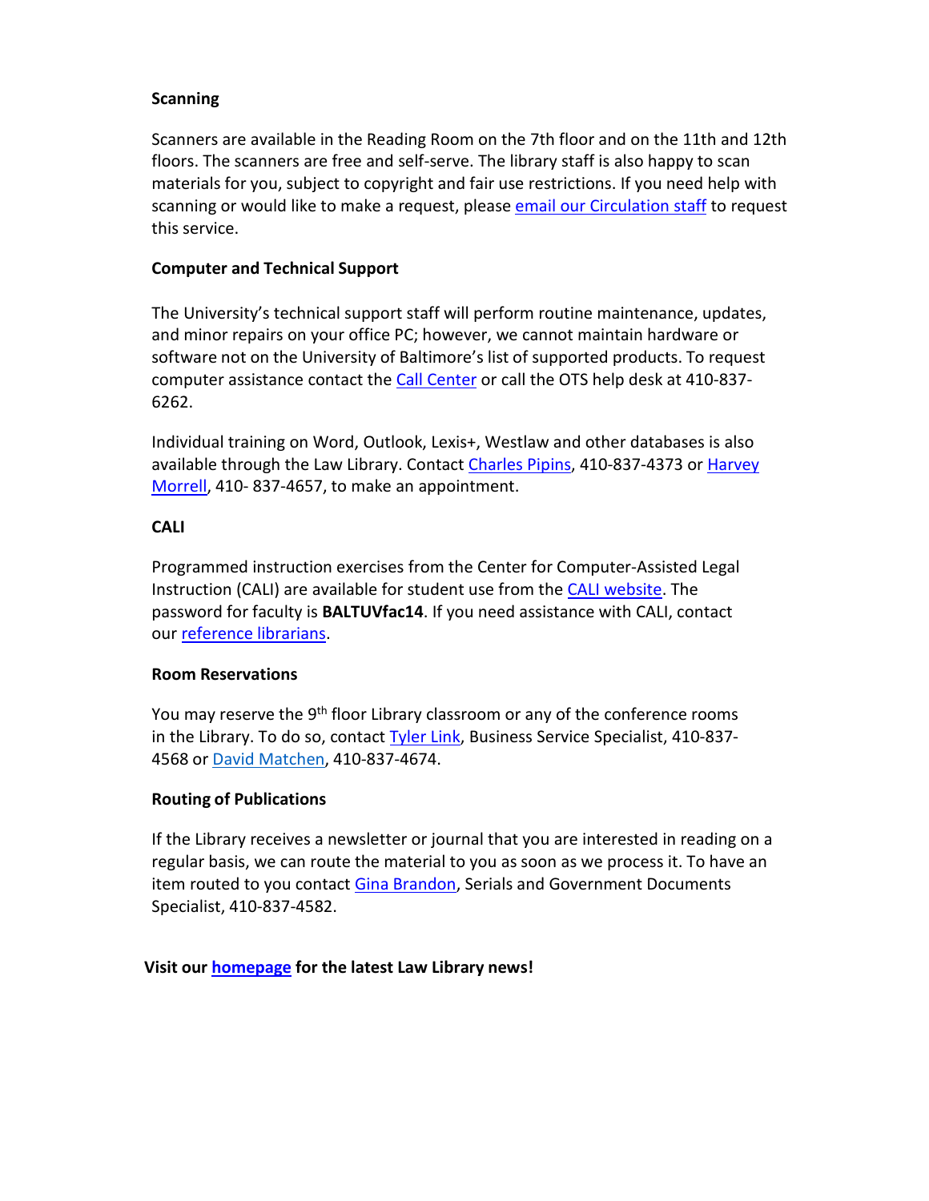**Scanning**

Scanners are available in the Reading Room on the 7th floor and on the 11th and 12th floors. The scanners are free and self-serve. The library staff is also happy to scan materials for you, subject to copyright and fair use restrictions. If you need help with scanning or would like to make a request, please email our Circulation staff to request this service.

**Computer and Technical Support**

The University's technical support staff will perform routine maintenance, updates, and minor repairs on your office PC; however, we cannot maintain hardware or software not on the University of Baltimore's list of supported products. To request computer assistance contact the Call Center or call the OTS help desk at 410-837-6262.

Individual training on Word, Outlook, Lexis+, Westlaw and other databases is also available through the Law Library. Contact Charles Pipins, 410-837-4373 or Harvey Morrell, 410- 837-4657, to make an appointment.

**CALI**

Programmed instruction exercises from the Center for Computer-Assisted Legal Instruction (CALI) are available for student use from the CALI website. The password for faculty is **BALTUVfac14**. If you need assistance with CALI, contact our reference librarians.

**Room Reservations**

You may reserve the 9th floor Library classroom or any of the conference rooms in the Library. To do so, contact Tyler Link, Business Service Specialist, 410-837-4568 or David Matchen, 410-837-4674.

**Routing of Publications**

If the Library receives a newsletter or journal that you are interested in reading on a regular basis, we can route the material to you as soon as we process it. To have an item routed to you contact Gina Brandon, Serials and Government Documents Specialist, 410-837-4582.

**Visit our homepage for the latest Law Library news!**